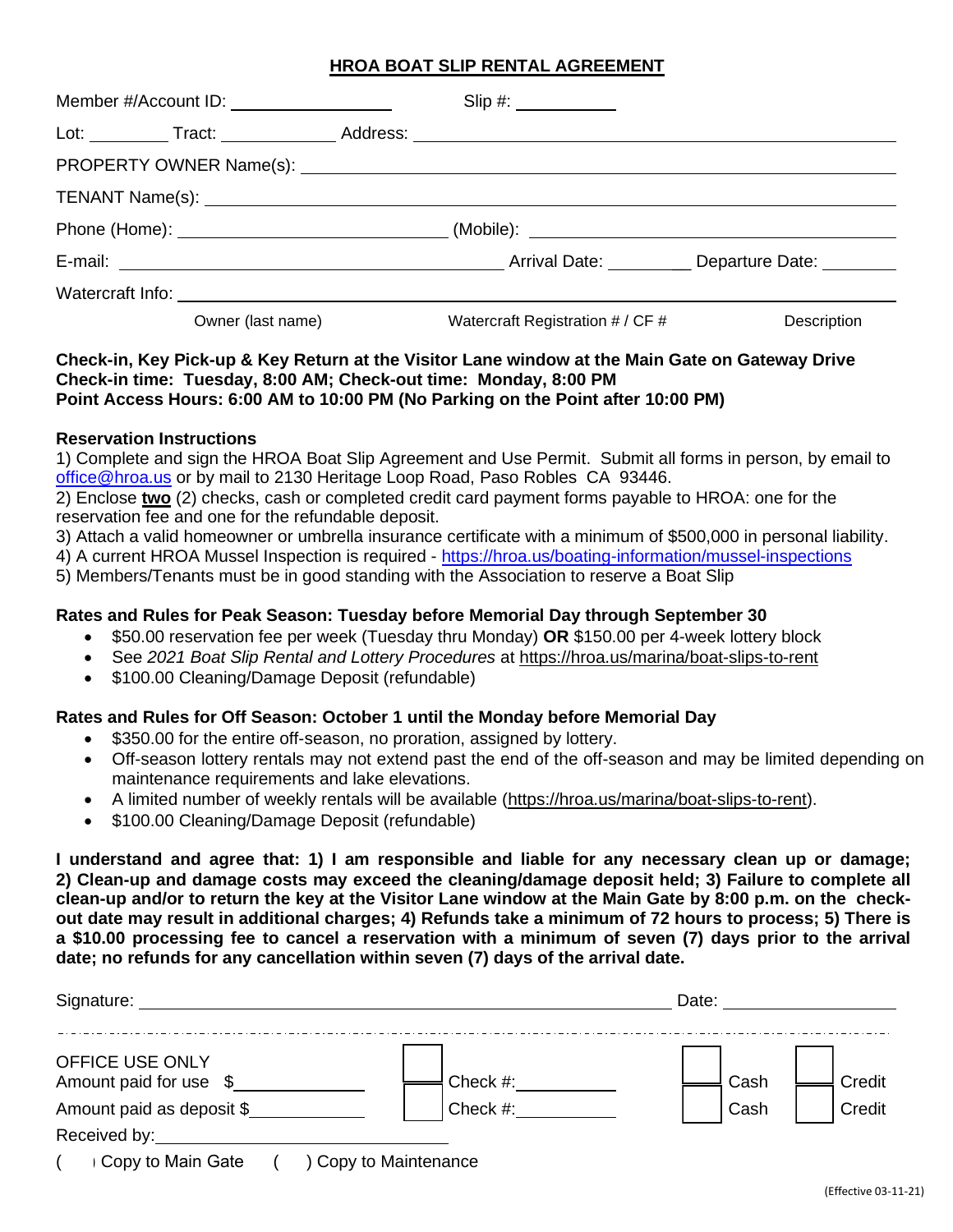## HROA BOAT SLIP RENTAL AGREEMENT

Member #/Account ID: ________________ Slip #: ___________

Lot: ________ Tract: ____________ Address: ______________________________________________

PROPERTY OWNER Name(s): ______________________________________________

TENANT Name(s): ______________________________________________

Phone (Home): ___________________________ (Mobile): ______________________________

E-mail: ______________________________________ Arrival Date: __________ Departure Date: ________

Watercraft Info: ______________________________________________

Owner (last name) Watercraft Registration # / CF # Description

**Check-in, Key Pick-up & Key Return at the Visitor Lane window at the Main Gate on Gateway Drive**
**Check-in time: Tuesday, 8:00 AM; Check-out time: Monday, 8:00 PM**
**Point Access Hours: 6:00 AM to 10:00 PM (No Parking on the Point after 10:00 PM)**

**Reservation Instructions**

1) Complete and sign the HROA Boat Slip Agreement and Use Permit. Submit all forms in person, by email to office@hroa.us or by mail to 2130 Heritage Loop Road, Paso Robles CA 93446.
2) Enclose **two** (2) checks, cash or completed credit card payment forms payable to HROA: one for the reservation fee and one for the refundable deposit.
3) Attach a valid homeowner or umbrella insurance certificate with a minimum of $500,000 in personal liability.
4) A current HROA Mussel Inspection is required - https://hroa.us/boating-information/mussel-inspections
5) Members/Tenants must be in good standing with the Association to reserve a Boat Slip

**Rates and Rules for Peak Season: Tuesday before Memorial Day through September 30**

- $50.00 reservation fee per week (Tuesday thru Monday) **OR** $150.00 per 4-week lottery block
- See *2021 Boat Slip Rental and Lottery Procedures* at https://hroa.us/marina/boat-slips-to-rent
- $100.00 Cleaning/Damage Deposit (refundable)

**Rates and Rules for Off Season: October 1 until the Monday before Memorial Day**

- $350.00 for the entire off-season, no proration, assigned by lottery.
- Off-season lottery rentals may not extend past the end of the off-season and may be limited depending on maintenance requirements and lake elevations.
- A limited number of weekly rentals will be available (https://hroa.us/marina/boat-slips-to-rent).
- $100.00 Cleaning/Damage Deposit (refundable)

**I understand and agree that: 1) I am responsible and liable for any necessary clean up or damage; 2) Clean-up and damage costs may exceed the cleaning/damage deposit held; 3) Failure to complete all clean-up and/or to return the key at the Visitor Lane window at the Main Gate by 8:00 p.m. on the check-out date may result in additional charges; 4) Refunds take a minimum of 72 hours to process; 5) There is a $10.00 processing fee to cancel a reservation with a minimum of seven (7) days prior to the arrival date; no refunds for any cancellation within seven (7) days of the arrival date.**

Signature: ______________________________________________ Date: ________________

---

OFFICE USE ONLY

Amount paid for use $____________ ☐ Check #:__________ ☐ Cash ☐ Credit

Amount paid as deposit $____________ ☐ Check #:__________ ☐ Cash ☐ Credit

Received by: ______________________________

( ) Copy to Main Gate ( ) Copy to Maintenance

(Effective 03-11-21)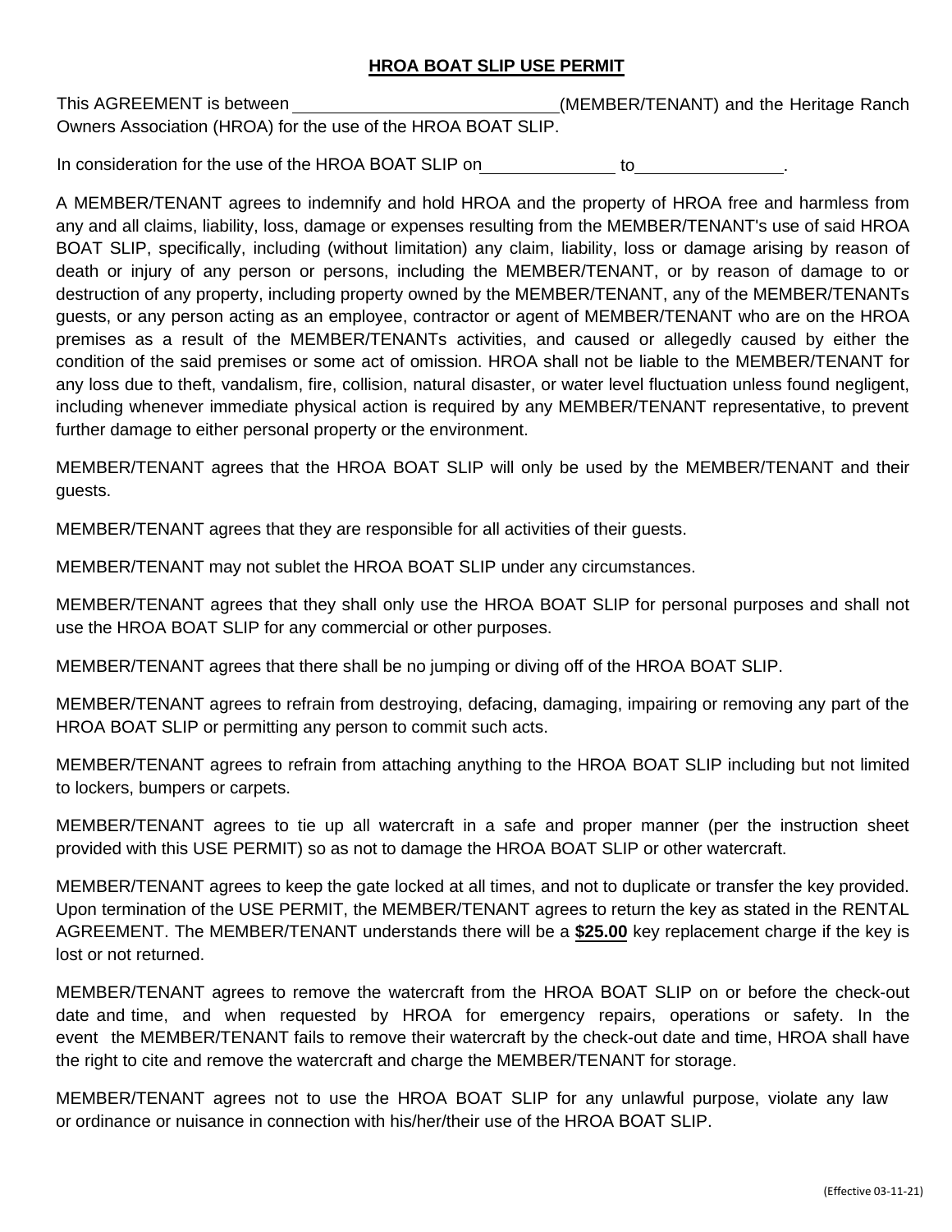**HROA BOAT SLIP USE PERMIT**

This AGREEMENT is between ____________________________(MEMBER/TENANT) and the Heritage Ranch Owners Association (HROA) for the use of the HROA BOAT SLIP.

In consideration for the use of the HROA BOAT SLIP on______________ to________________.

A MEMBER/TENANT agrees to indemnify and hold HROA and the property of HROA free and harmless from any and all claims, liability, loss, damage or expenses resulting from the MEMBER/TENANT's use of said HROA BOAT SLIP, specifically, including (without limitation) any claim, liability, loss or damage arising by reason of death or injury of any person or persons, including the MEMBER/TENANT, or by reason of damage to or destruction of any property, including property owned by the MEMBER/TENANT, any of the MEMBER/TENANTs guests, or any person acting as an employee, contractor or agent of MEMBER/TENANT who are on the HROA premises as a result of the MEMBER/TENANTs activities, and caused or allegedly caused by either the condition of the said premises or some act of omission. HROA shall not be liable to the MEMBER/TENANT for any loss due to theft, vandalism, fire, collision, natural disaster, or water level fluctuation unless found negligent, including whenever immediate physical action is required by any MEMBER/TENANT representative, to prevent further damage to either personal property or the environment.

MEMBER/TENANT agrees that the HROA BOAT SLIP will only be used by the MEMBER/TENANT and their guests.

MEMBER/TENANT agrees that they are responsible for all activities of their guests.

MEMBER/TENANT may not sublet the HROA BOAT SLIP under any circumstances.

MEMBER/TENANT agrees that they shall only use the HROA BOAT SLIP for personal purposes and shall not use the HROA BOAT SLIP for any commercial or other purposes.

MEMBER/TENANT agrees that there shall be no jumping or diving off of the HROA BOAT SLIP.

MEMBER/TENANT agrees to refrain from destroying, defacing, damaging, impairing or removing any part of the HROA BOAT SLIP or permitting any person to commit such acts.

MEMBER/TENANT agrees to refrain from attaching anything to the HROA BOAT SLIP including but not limited to lockers, bumpers or carpets.

MEMBER/TENANT agrees to tie up all watercraft in a safe and proper manner (per the instruction sheet provided with this USE PERMIT) so as not to damage the HROA BOAT SLIP or other watercraft.

MEMBER/TENANT agrees to keep the gate locked at all times, and not to duplicate or transfer the key provided. Upon termination of the USE PERMIT, the MEMBER/TENANT agrees to return the key as stated in the RENTAL AGREEMENT. The MEMBER/TENANT understands there will be a **$25.00** key replacement charge if the key is lost or not returned.

MEMBER/TENANT agrees to remove the watercraft from the HROA BOAT SLIP on or before the check-out date and time, and when requested by HROA for emergency repairs, operations or safety. In the event the MEMBER/TENANT fails to remove their watercraft by the check-out date and time, HROA shall have the right to cite and remove the watercraft and charge the MEMBER/TENANT for storage.

MEMBER/TENANT agrees not to use the HROA BOAT SLIP for any unlawful purpose, violate any law or ordinance or nuisance in connection with his/her/their use of the HROA BOAT SLIP.

(Effective 03-11-21)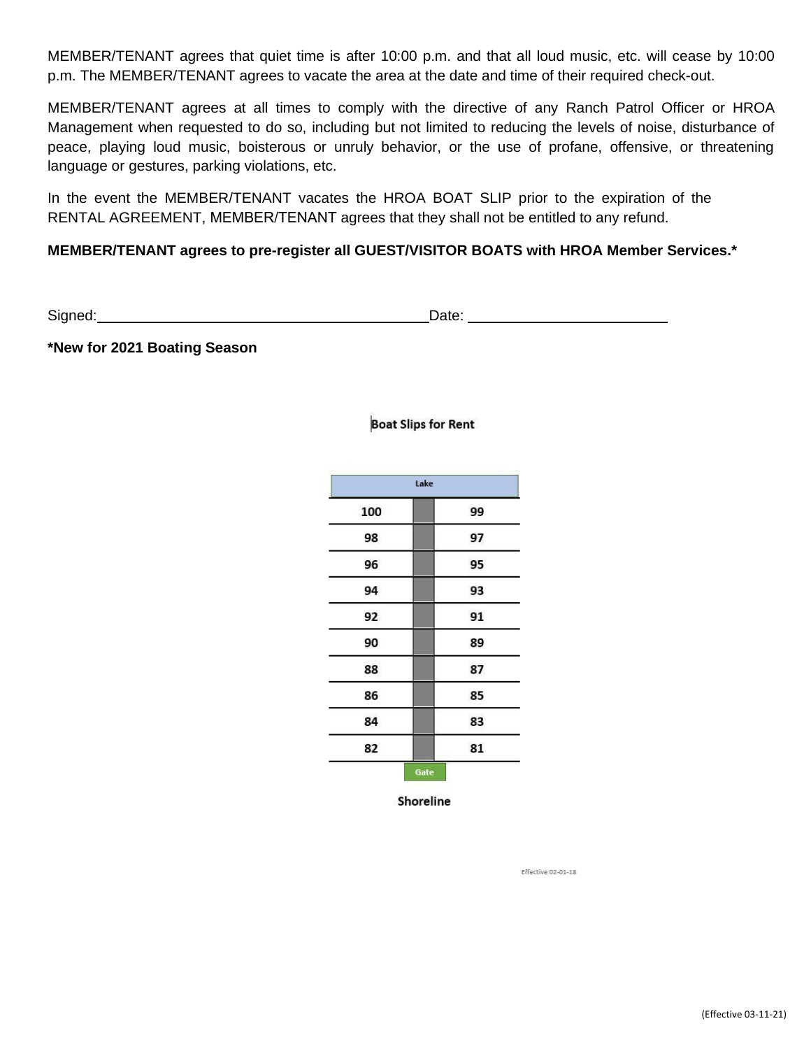MEMBER/TENANT agrees that quiet time is after 10:00 p.m. and that all loud music, etc. will cease by 10:00 p.m. The MEMBER/TENANT agrees to vacate the area at the date and time of their required check-out.

MEMBER/TENANT agrees at all times to comply with the directive of any Ranch Patrol Officer or HROA Management when requested to do so, including but not limited to reducing the levels of noise, disturbance of peace, playing loud music, boisterous or unruly behavior, or the use of profane, offensive, or threatening language or gestures, parking violations, etc.

In the event the MEMBER/TENANT vacates the HROA BOAT SLIP prior to the expiration of the RENTAL AGREEMENT, MEMBER/TENANT agrees that they shall not be entitled to any refund.

**MEMBER/TENANT agrees to pre-register all GUEST/VISITOR BOATS with HROA Member Services.***

Signed:\_\_\_\_\_\_\_\_\_\_\_\_\_\_\_\_\_\_\_\_\_\_\_\_\_\_\_\_\_\_\_\_\_\_\_\_\_\_Date: \_\_\_\_\_\_\_\_\_\_\_\_\_\_\_\_\_\_\_\_\_\_\_\_

**\*New for 2021 Boating Season**

**Boat Slips for Rent**

| Lake | | |
|---|---|---|
| 100 | | 99 |
| 98 | | 97 |
| 96 | | 95 |
| 94 | | 93 |
| 92 | | 91 |
| 90 | | 89 |
| 88 | | 87 |
| 86 | | 85 |
| 84 | | 83 |
| 82 | | 81 |
| | Gate | |

**Shoreline**

Effective 02-01-18

(Effective 03-11-21)